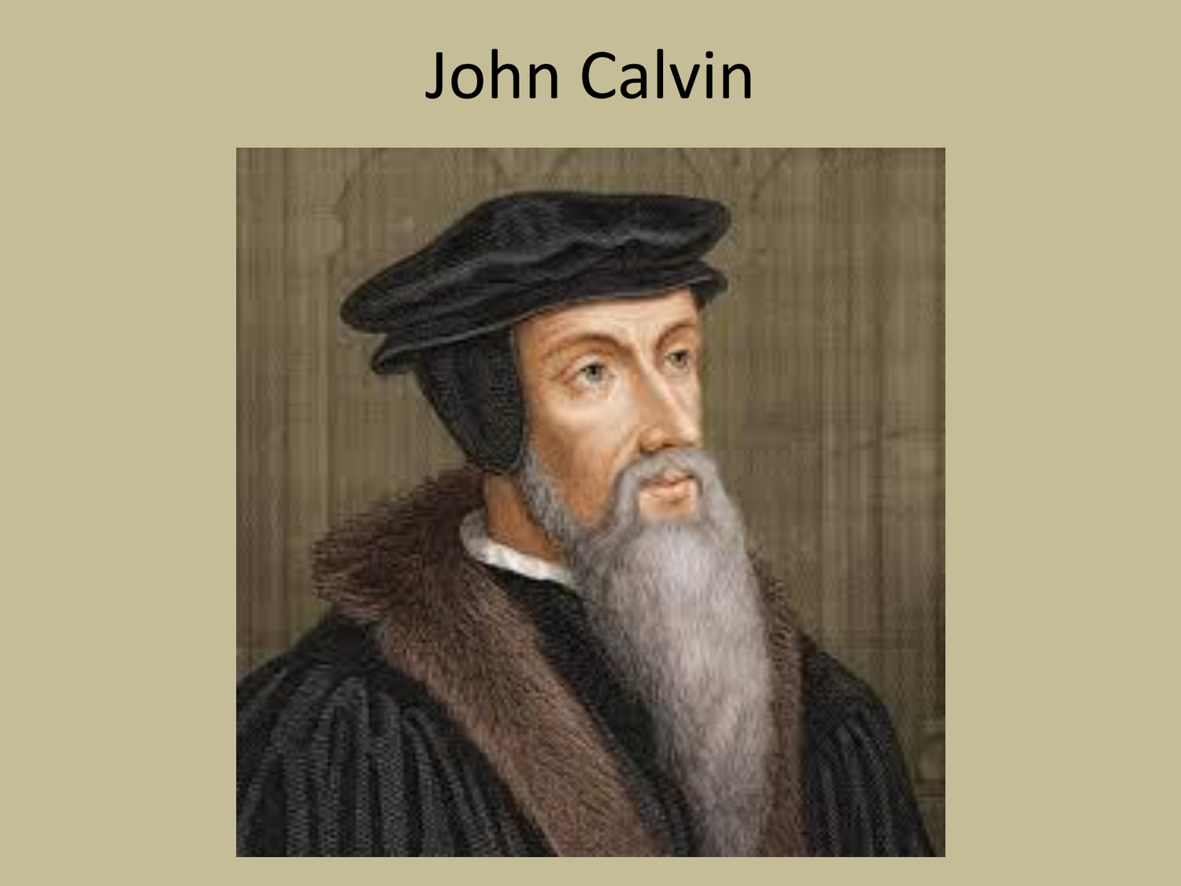# John Calvin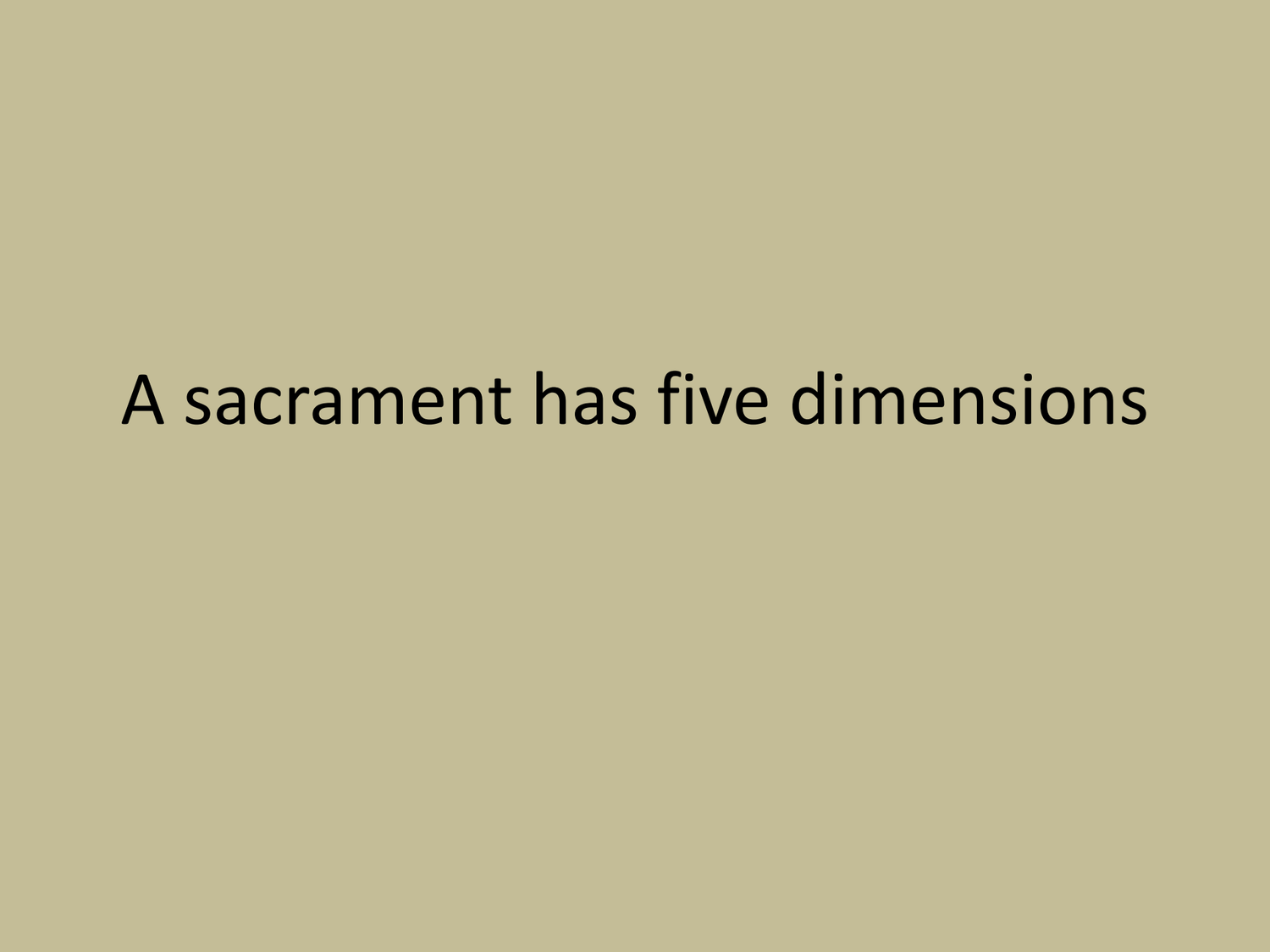# A sacrament has five dimensions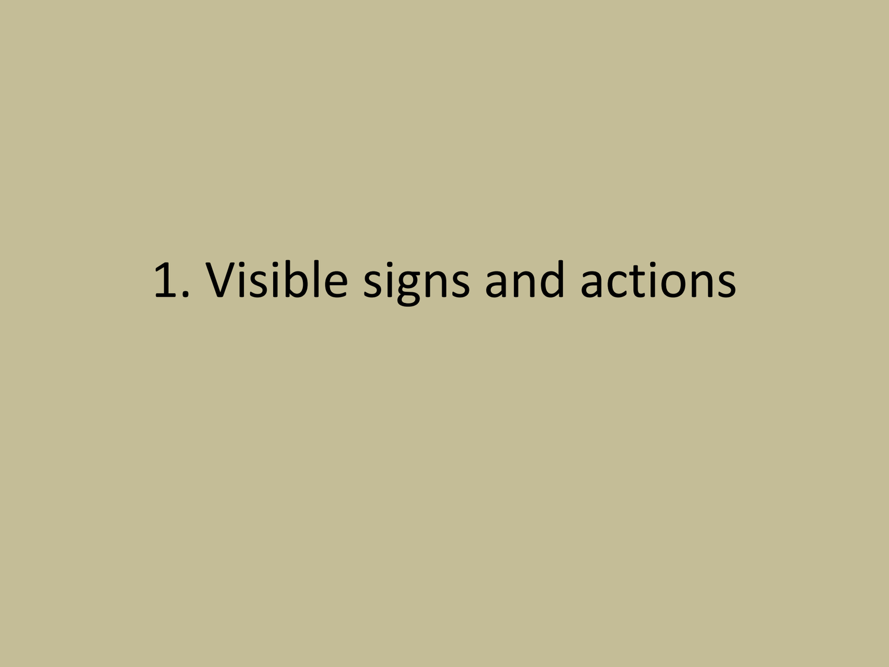# 1. Visible signs and actions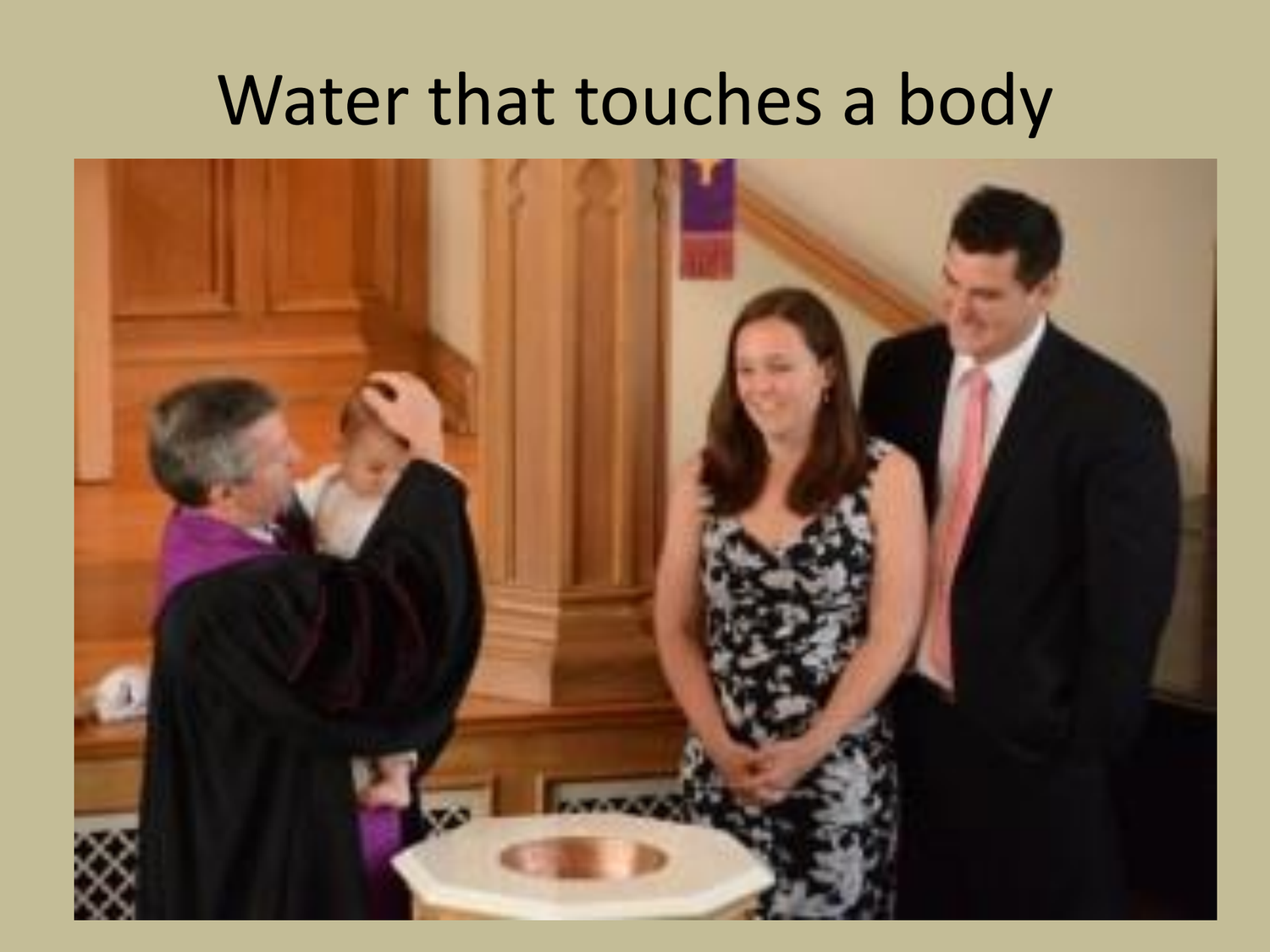# Water that touches a body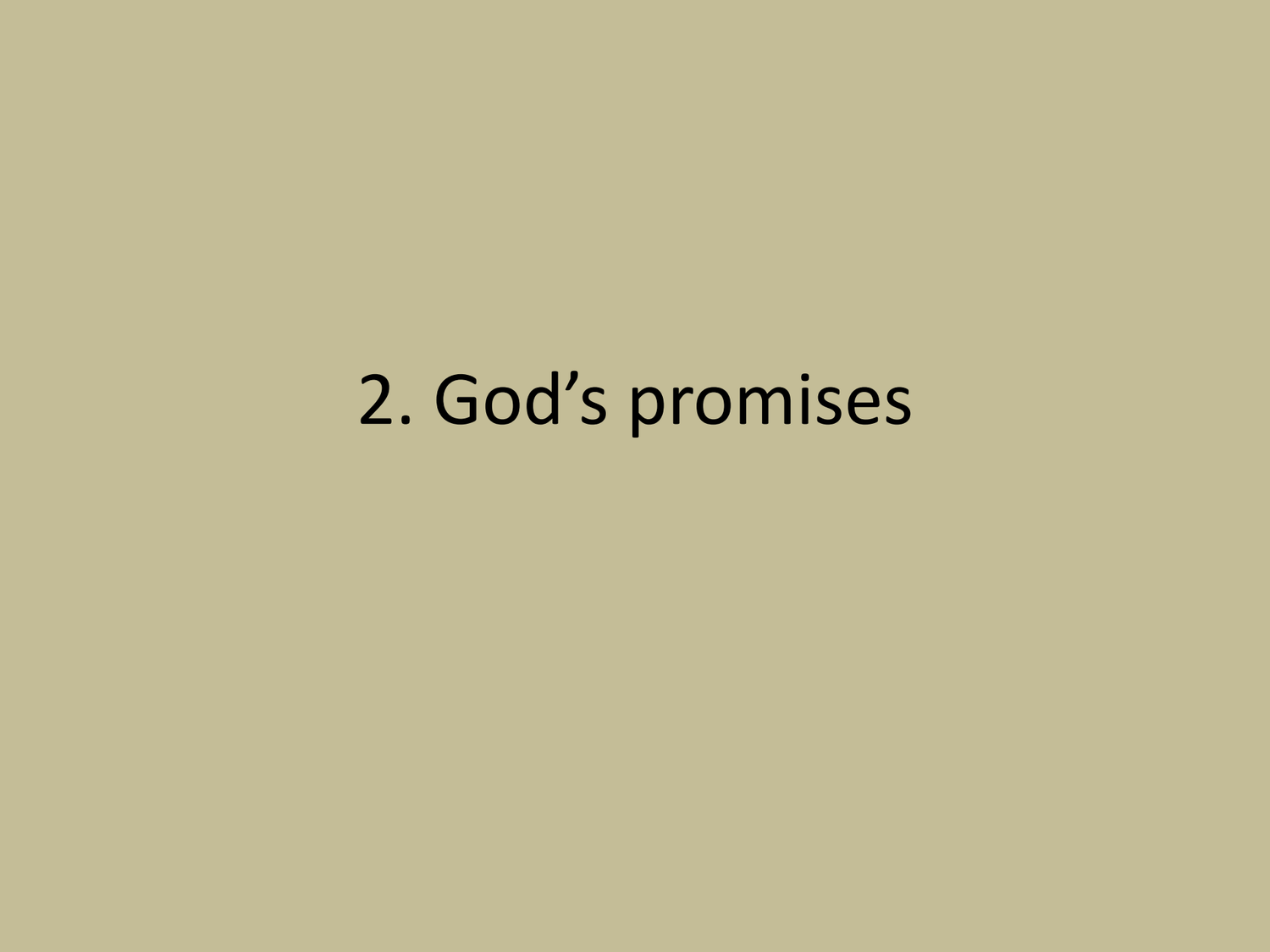# 2. God’s promises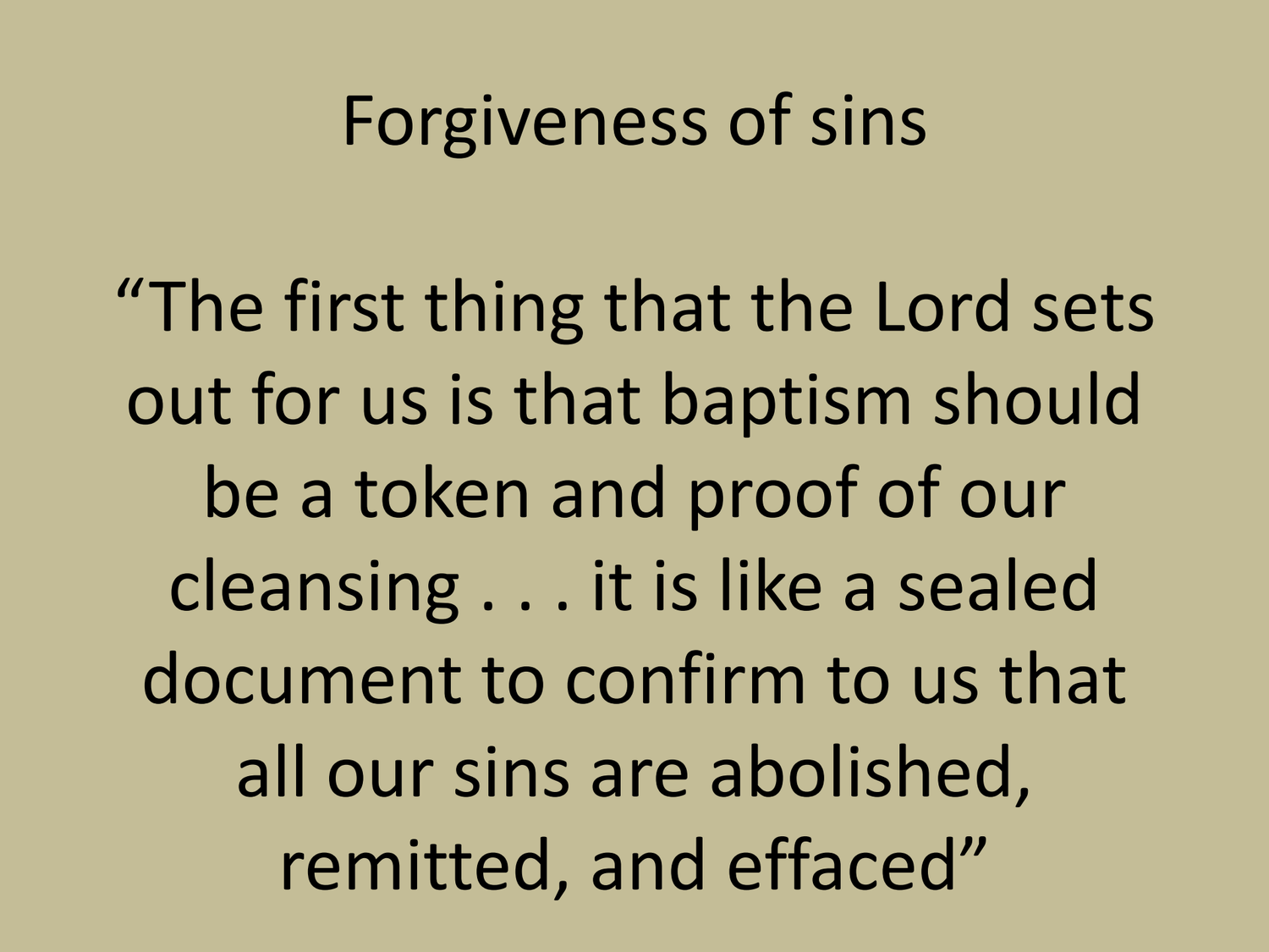# Forgiveness of sins

"The first thing that the Lord sets out for us is that baptism should be a token and proof of our cleansing . . . it is like a sealed document to confirm to us that all our sins are abolished, remitted, and effaced"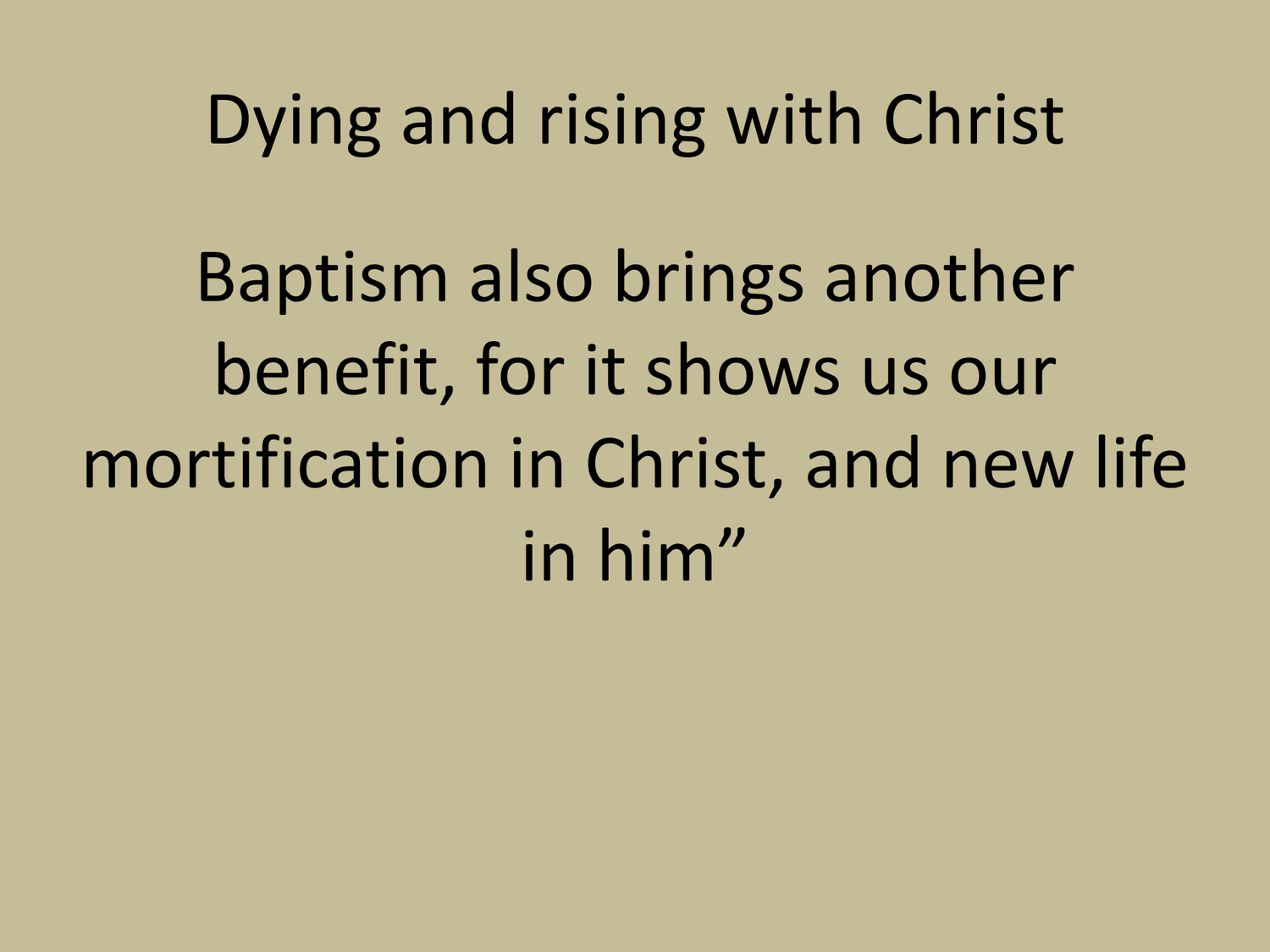# Dying and rising with Christ

Baptism also brings another benefit, for it shows us our mortification in Christ, and new life in him”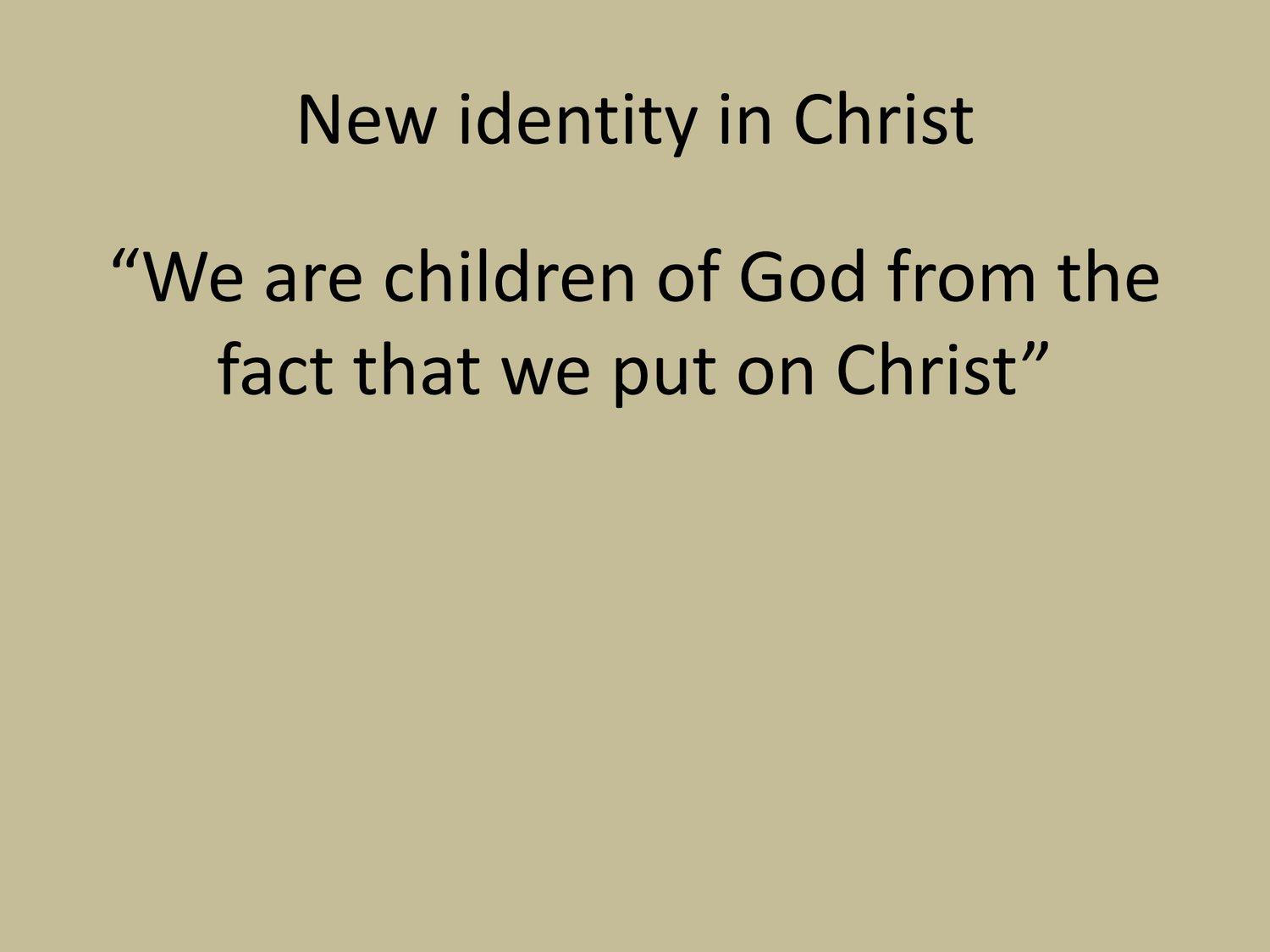# New identity in Christ

"We are children of God from the fact that we put on Christ"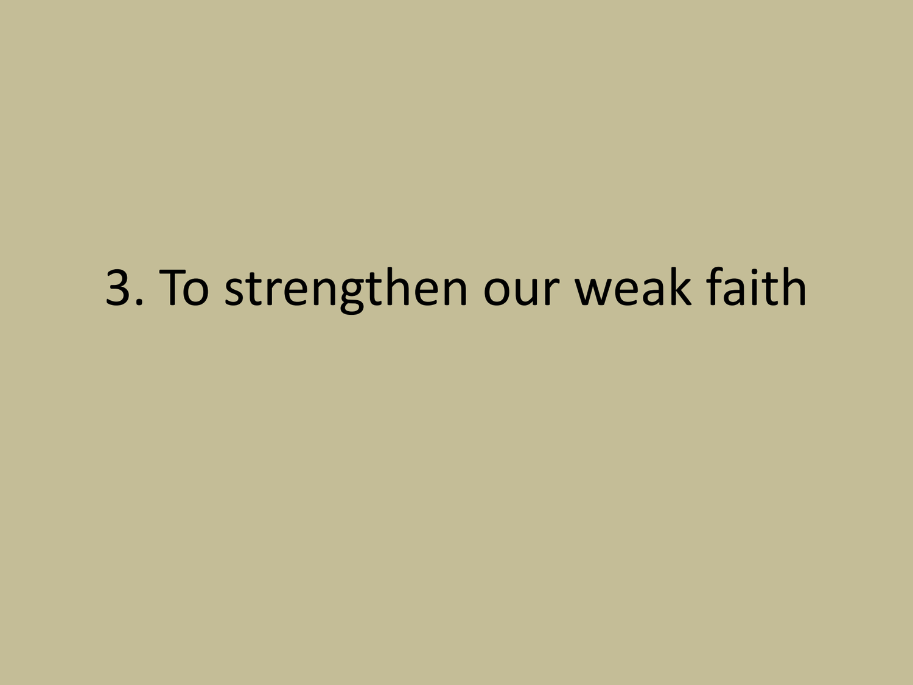3. To strengthen our weak faith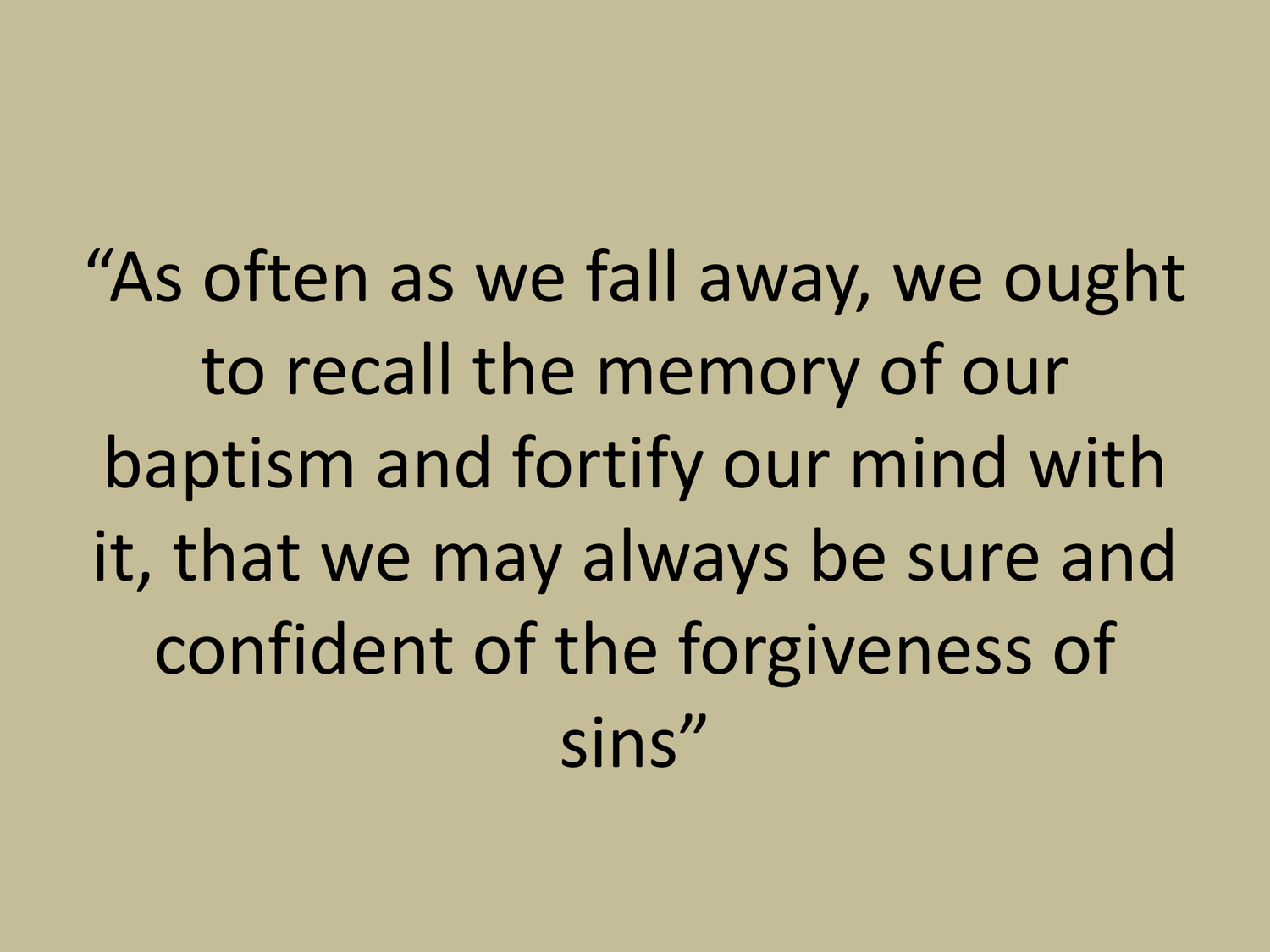"As often as we fall away, we ought to recall the memory of our baptism and fortify our mind with it, that we may always be sure and confident of the forgiveness of sins"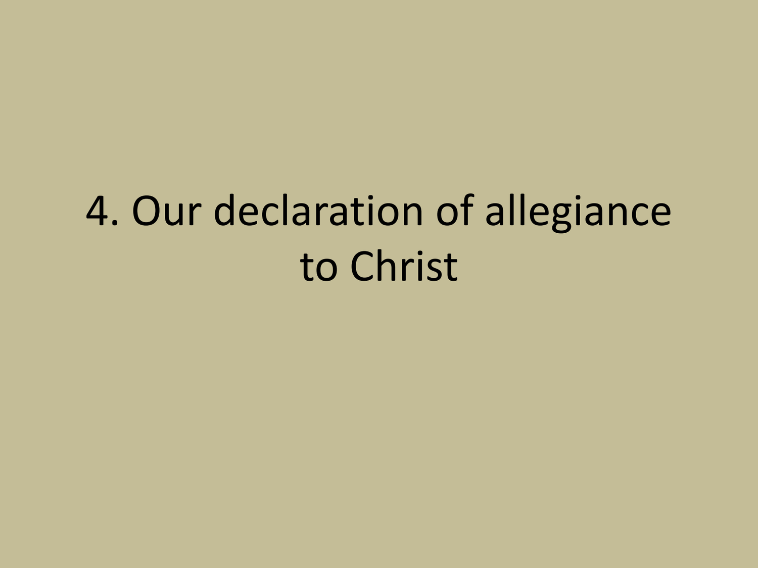# 4. Our declaration of allegiance to Christ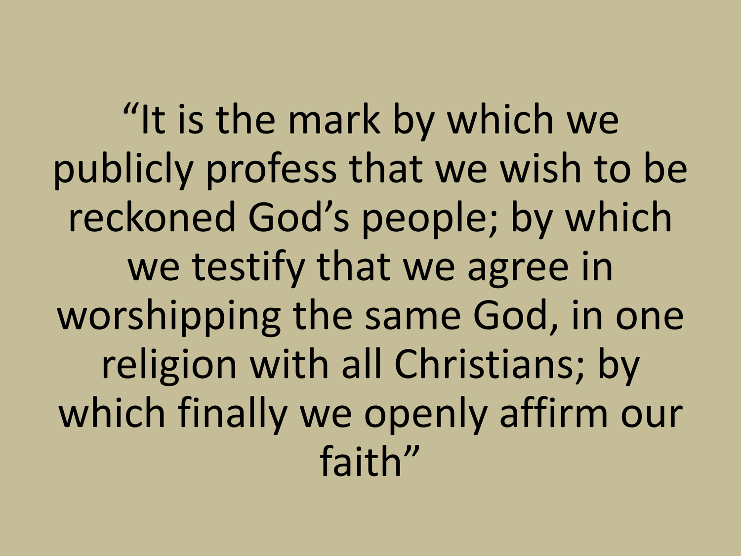"It is the mark by which we publicly profess that we wish to be reckoned God's people; by which we testify that we agree in worshipping the same God, in one religion with all Christians; by which finally we openly affirm our faith"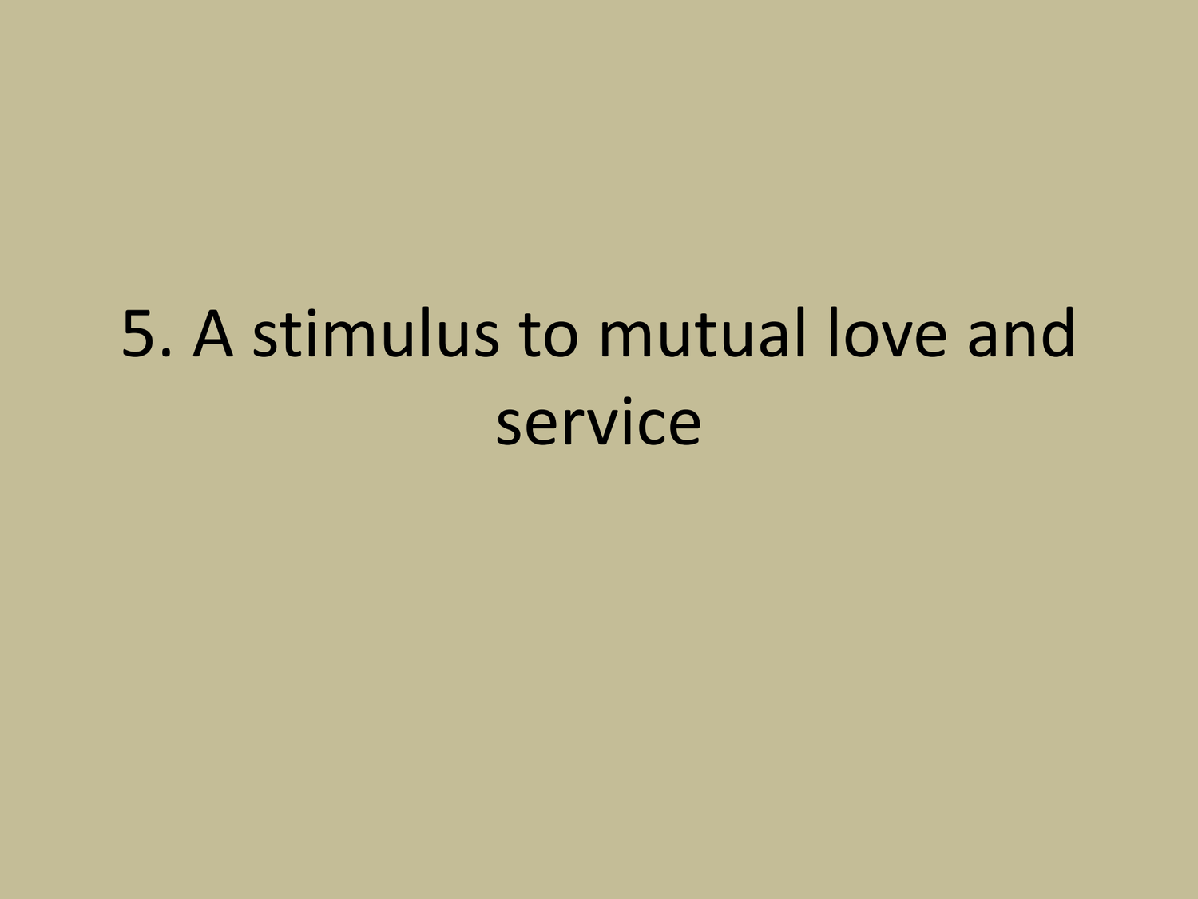# 5. A stimulus to mutual love and service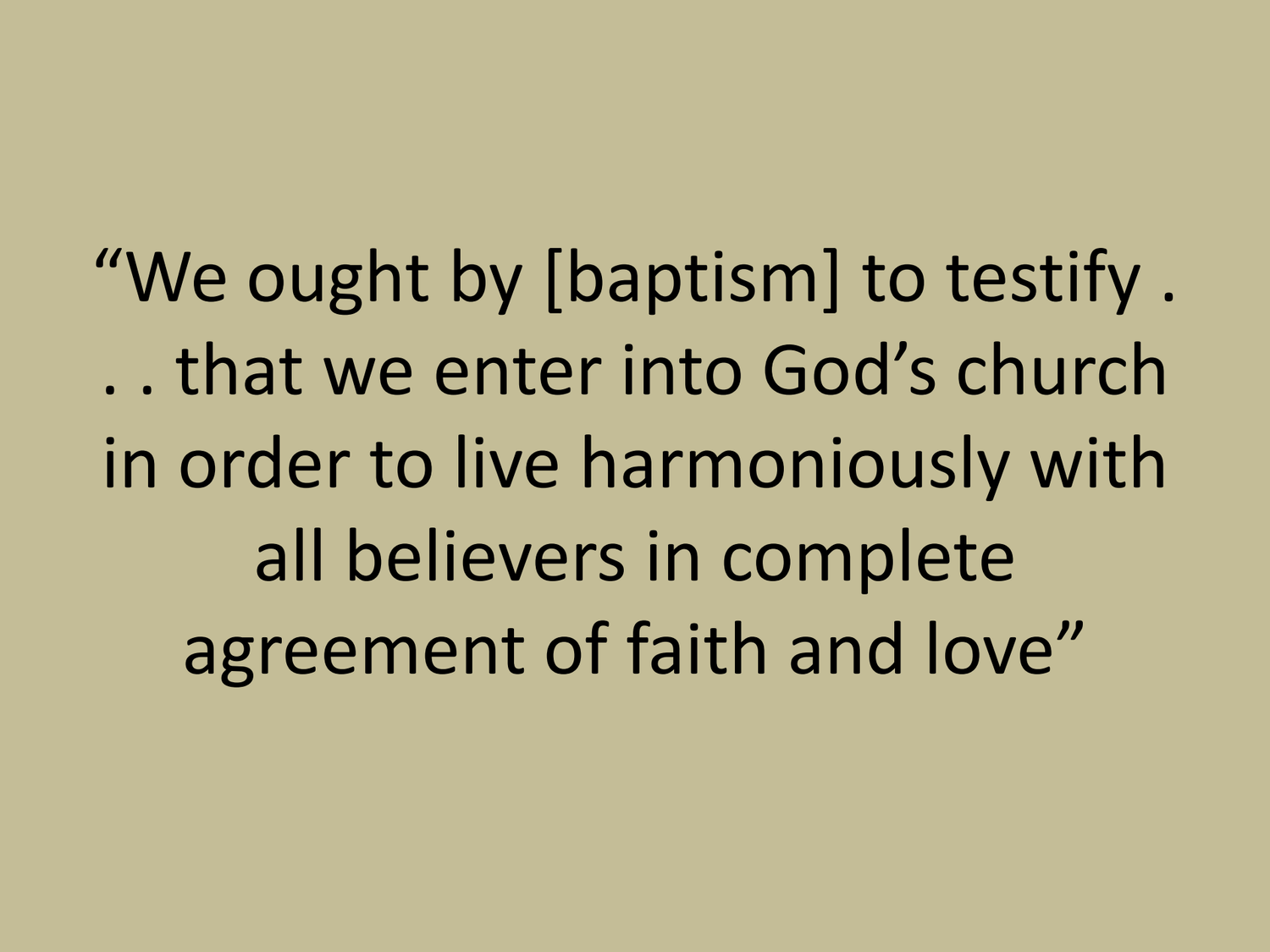“We ought by [baptism] to testify . . . that we enter into God’s church in order to live harmoniously with all believers in complete agreement of faith and love”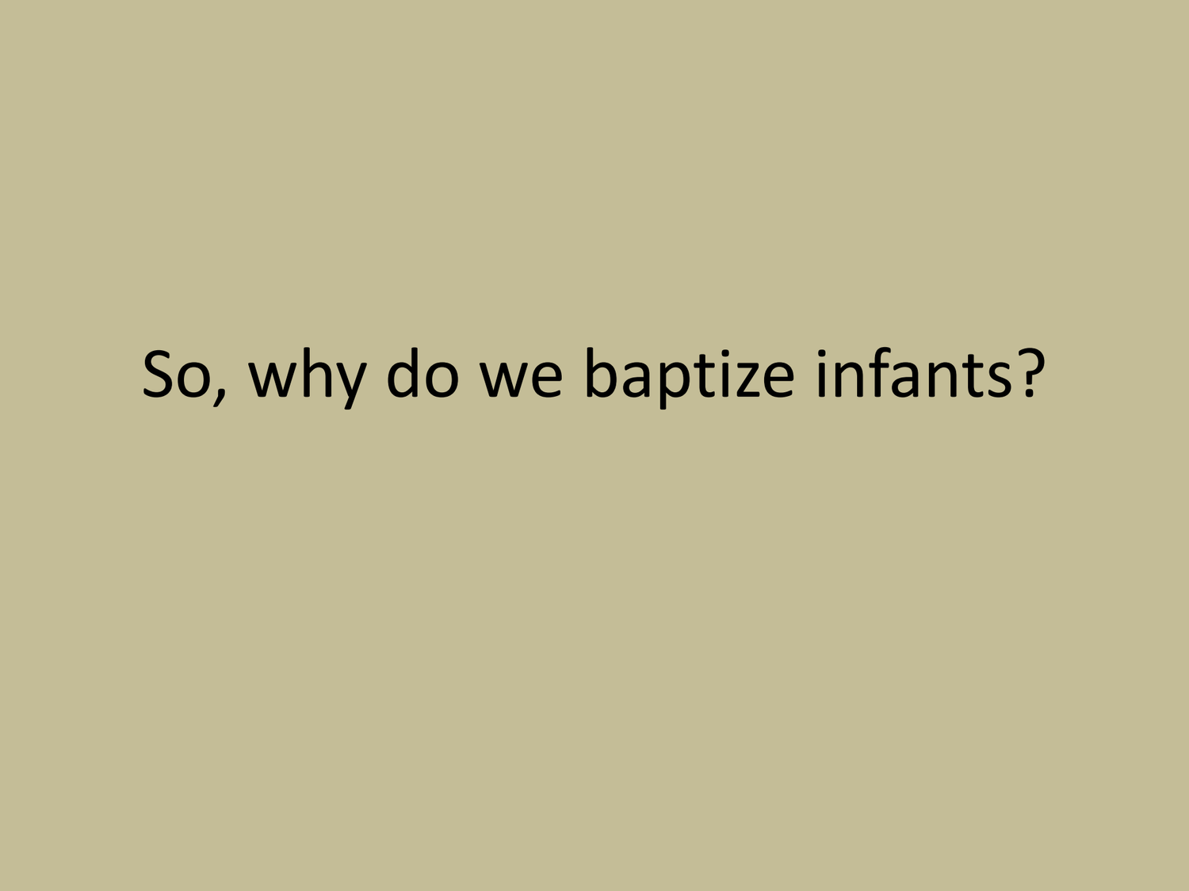So, why do we baptize infants?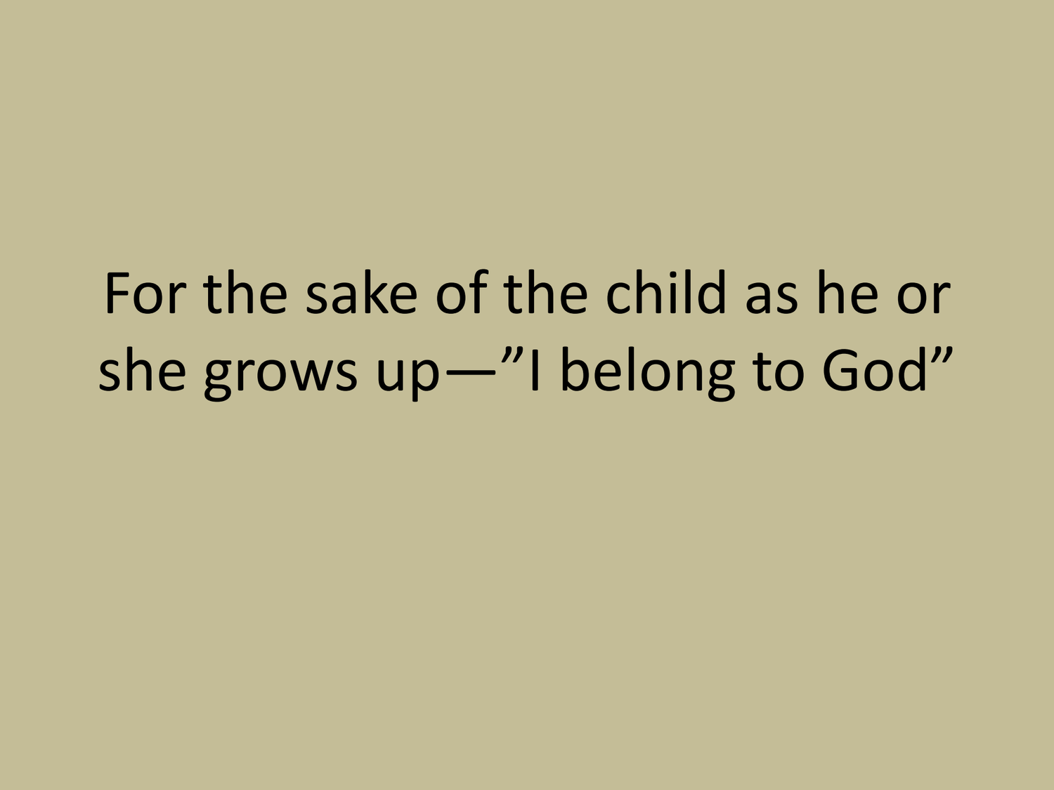For the sake of the child as he or she grows up—”I belong to God”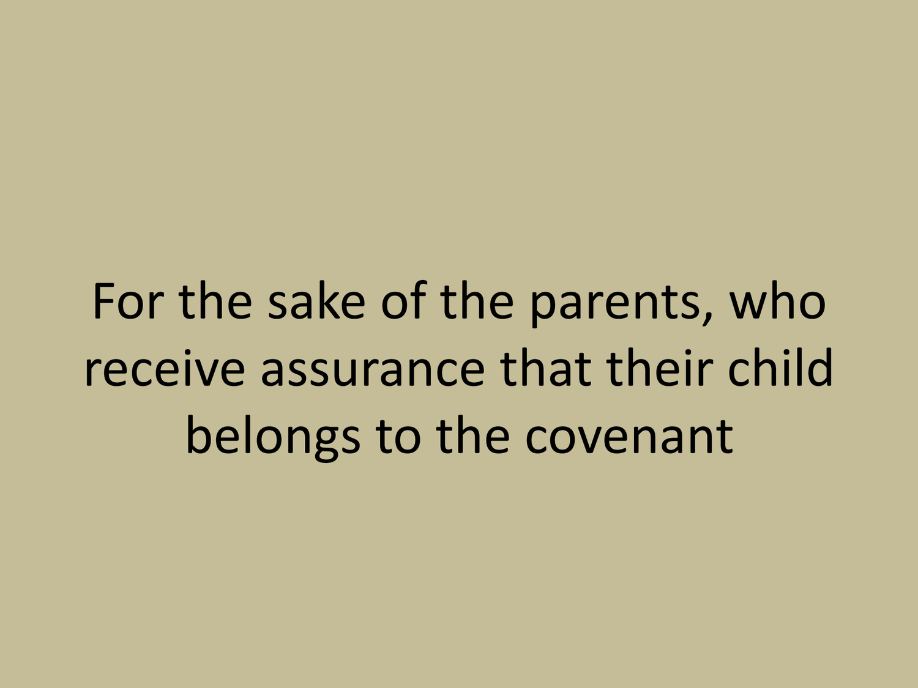For the sake of the parents, who receive assurance that their child belongs to the covenant